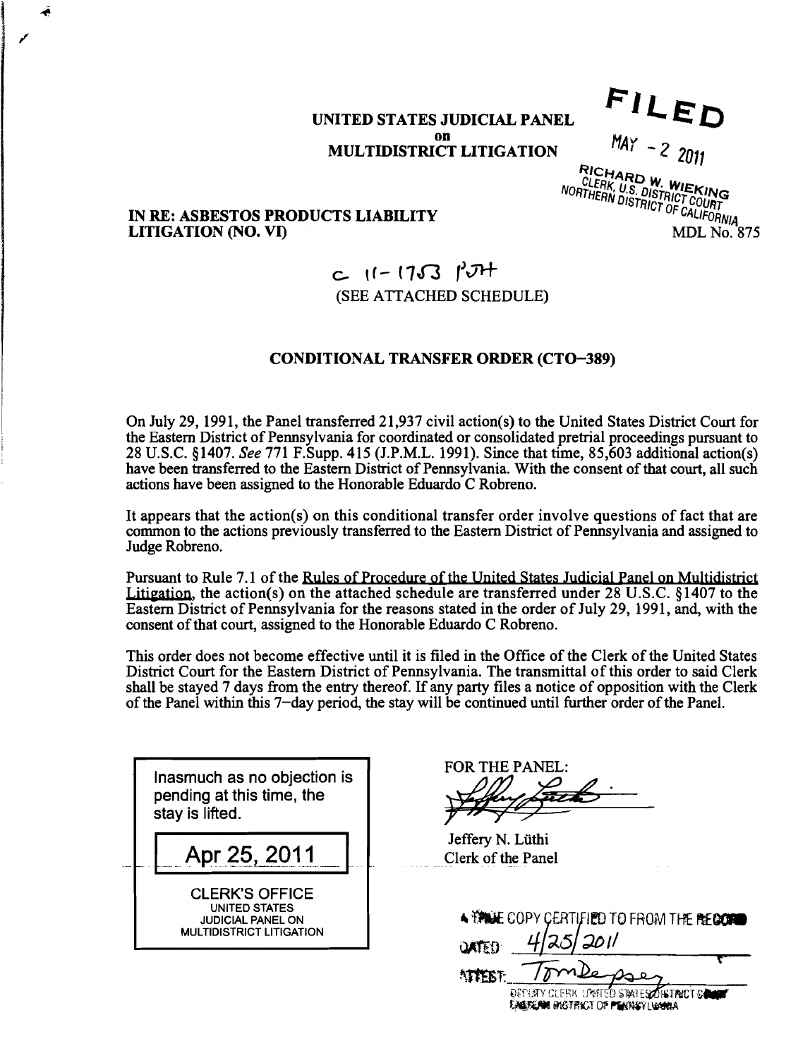**UNITED STATES JUDICIAL PANEL**
**on**
**MULTIDISTRICT LITIGATION**

FILED
MAY - 2 2011
RICHARD W. WIEKING
CLERK, U.S. DISTRICT COURT
NORTHERN DISTRICT OF CALIFORNIA

**IN RE: ASBESTOS PRODUCTS LIABILITY LITIGATION (NO. VI)**

MDL No. 875

C 11-1753 PJH

(SEE ATTACHED SCHEDULE)

**CONDITIONAL TRANSFER ORDER (CTO-389)**

On July 29, 1991, the Panel transferred 21,937 civil action(s) to the United States District Court for the Eastern District of Pennsylvania for coordinated or consolidated pretrial proceedings pursuant to 28 U.S.C. §1407. *See* 771 F.Supp. 415 (J.P.M.L. 1991). Since that time, 85,603 additional action(s) have been transferred to the Eastern District of Pennsylvania. With the consent of that court, all such actions have been assigned to the Honorable Eduardo C Robreno.

It appears that the action(s) on this conditional transfer order involve questions of fact that are common to the actions previously transferred to the Eastern District of Pennsylvania and assigned to Judge Robreno.

Pursuant to Rule 7.1 of the Rules of Procedure of the United States Judicial Panel on Multidistrict Litigation, the action(s) on the attached schedule are transferred under 28 U.S.C. §1407 to the Eastern District of Pennsylvania for the reasons stated in the order of July 29, 1991, and, with the consent of that court, assigned to the Honorable Eduardo C Robreno.

This order does not become effective until it is filed in the Office of the Clerk of the United States District Court for the Eastern District of Pennsylvania. The transmittal of this order to said Clerk shall be stayed 7 days from the entry thereof. If any party files a notice of opposition with the Clerk of the Panel within this 7-day period, the stay will be continued until further order of the Panel.

Inasmuch as no objection is pending at this time, the stay is lifted.

Apr 25, 2011

CLERK'S OFFICE
UNITED STATES
JUDICIAL PANEL ON
MULTIDISTRICT LITIGATION

FOR THE PANEL:

Jeffery N. Lüthi
Clerk of the Panel

A TRUE COPY CERTIFIED TO FROM THE RECORD
DATED 4/25/2011
ATTEST: Tom Dempsey
DEPUTY CLERK, UNITED STATES DISTRICT COURT
EASTERN DISTRICT OF PENNSYLVANIA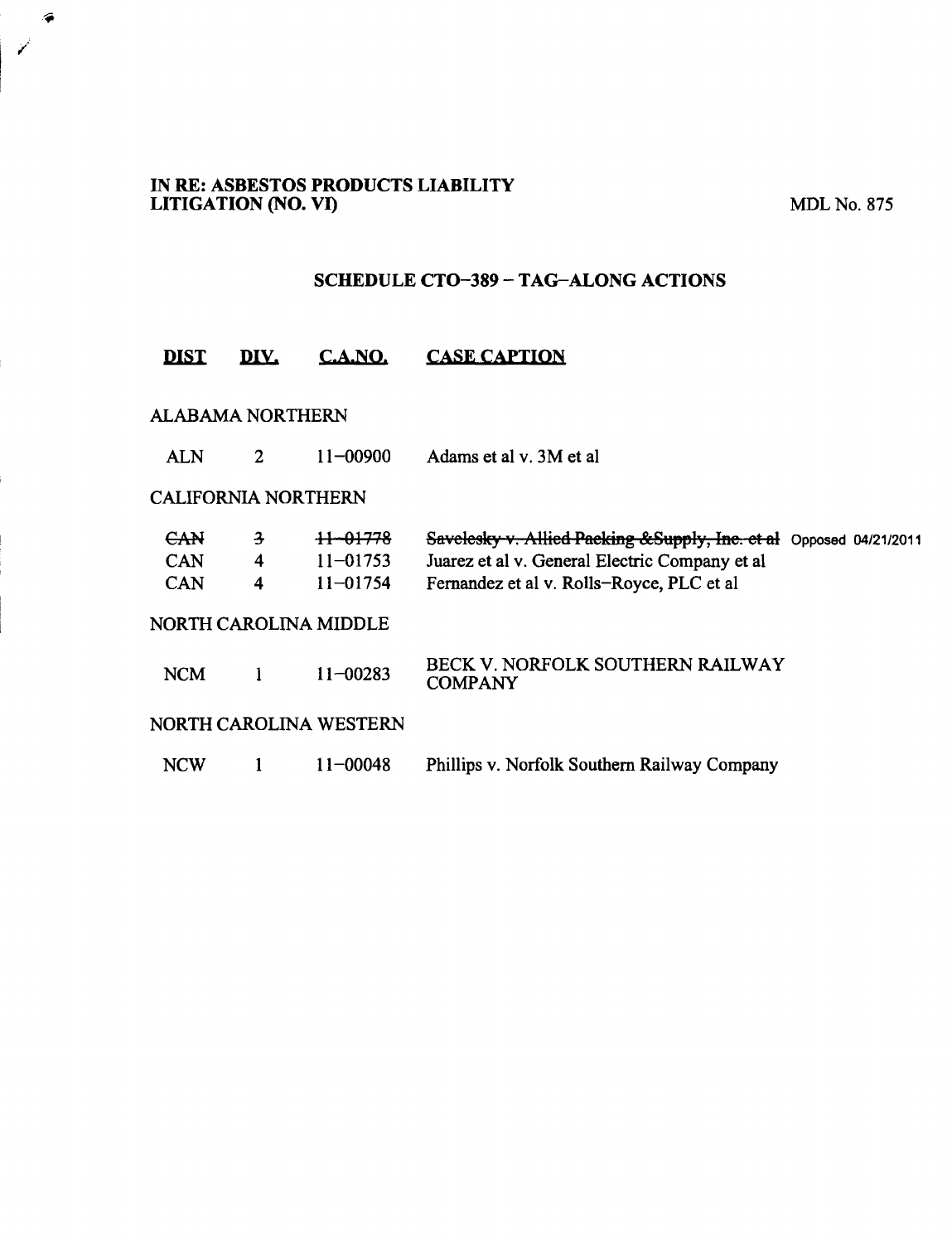**IN RE: ASBESTOS PRODUCTS LIABILITY LITIGATION (NO. VI)**

MDL No. 875

## SCHEDULE CTO–389 – TAG–ALONG ACTIONS

| DIST | DIV. | C.A.NO. | CASE CAPTION |
|---|---|---|---|
| **ALABAMA NORTHERN** | | | |
| ALN | 2 | 11–00900 | Adams et al v. 3M et al |
| **CALIFORNIA NORTHERN** | | | |
| ~~CAN~~ | ~~3~~ | ~~11–01778~~ | ~~Savelesky v. Allied Packing &Supply, Inc. et al~~ Opposed 04/21/2011 |
| CAN | 4 | 11–01753 | Juarez et al v. General Electric Company et al |
| CAN | 4 | 11–01754 | Fernandez et al v. Rolls–Royce, PLC et al |
| **NORTH CAROLINA MIDDLE** | | | |
| NCM | 1 | 11–00283 | BECK V. NORFOLK SOUTHERN RAILWAY COMPANY |
| **NORTH CAROLINA WESTERN** | | | |
| NCW | 1 | 11–00048 | Phillips v. Norfolk Southern Railway Company |